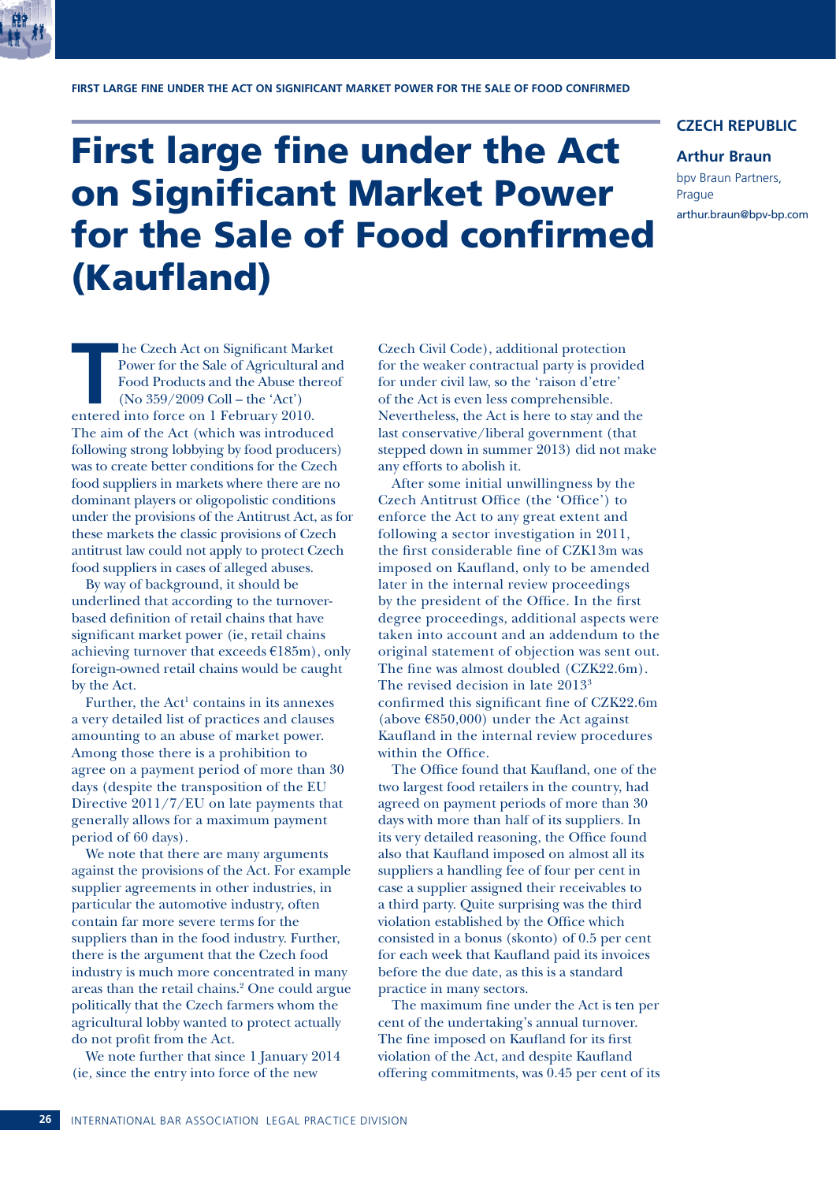# First large fine under the Act on Significant Market Power for the Sale of Food confirmed (Kaufland)

**CZECH REPUBLIC**

**Arthur Braun**

bpv Braun Partners, Prague

arthur.braun@bpv-bp.com

The Czech Act on Significant Market Power for the Sale of Agricultural and Food Products and the Abuse thereof (No 359/2009 Coll – the 'Act') entered into force on 1 February 2010. The aim of the Act (which was introduced following strong lobbying by food producers) was to create better conditions for the Czech food suppliers in markets where there are no dominant players or oligopolistic conditions under the provisions of the Antitrust Act, as for these markets the classic provisions of Czech antitrust law could not apply to protect Czech food suppliers in cases of alleged abuses.

By way of background, it should be underlined that according to the turnover-based definition of retail chains that have significant market power (ie, retail chains achieving turnover that exceeds €185m), only foreign-owned retail chains would be caught by the Act.

Further, the Act[1] contains in its annexes a very detailed list of practices and clauses amounting to an abuse of market power. Among those there is a prohibition to agree on a payment period of more than 30 days (despite the transposition of the EU Directive 2011/7/EU on late payments that generally allows for a maximum payment period of 60 days).

We note that there are many arguments against the provisions of the Act. For example supplier agreements in other industries, in particular the automotive industry, often contain far more severe terms for the suppliers than in the food industry. Further, there is the argument that the Czech food industry is much more concentrated in many areas than the retail chains.[2] One could argue politically that the Czech farmers whom the agricultural lobby wanted to protect actually do not profit from the Act.

We note further that since 1 January 2014 (ie, since the entry into force of the new Czech Civil Code), additional protection for the weaker contractual party is provided for under civil law, so the 'raison d'etre' of the Act is even less comprehensible. Nevertheless, the Act is here to stay and the last conservative/liberal government (that stepped down in summer 2013) did not make any efforts to abolish it.

After some initial unwillingness by the Czech Antitrust Office (the 'Office') to enforce the Act to any great extent and following a sector investigation in 2011, the first considerable fine of CZK13m was imposed on Kaufland, only to be amended later in the internal review proceedings by the president of the Office. In the first degree proceedings, additional aspects were taken into account and an addendum to the original statement of objection was sent out. The fine was almost doubled (CZK22.6m). The revised decision in late 2013[3] confirmed this significant fine of CZK22.6m (above €850,000) under the Act against Kaufland in the internal review procedures within the Office.

The Office found that Kaufland, one of the two largest food retailers in the country, had agreed on payment periods of more than 30 days with more than half of its suppliers. In its very detailed reasoning, the Office found also that Kaufland imposed on almost all its suppliers a handling fee of four per cent in case a supplier assigned their receivables to a third party. Quite surprising was the third violation established by the Office which consisted in a bonus (skonto) of 0.5 per cent for each week that Kaufland paid its invoices before the due date, as this is a standard practice in many sectors.

The maximum fine under the Act is ten per cent of the undertaking's annual turnover. The fine imposed on Kaufland for its first violation of the Act, and despite Kaufland offering commitments, was 0.45 per cent of its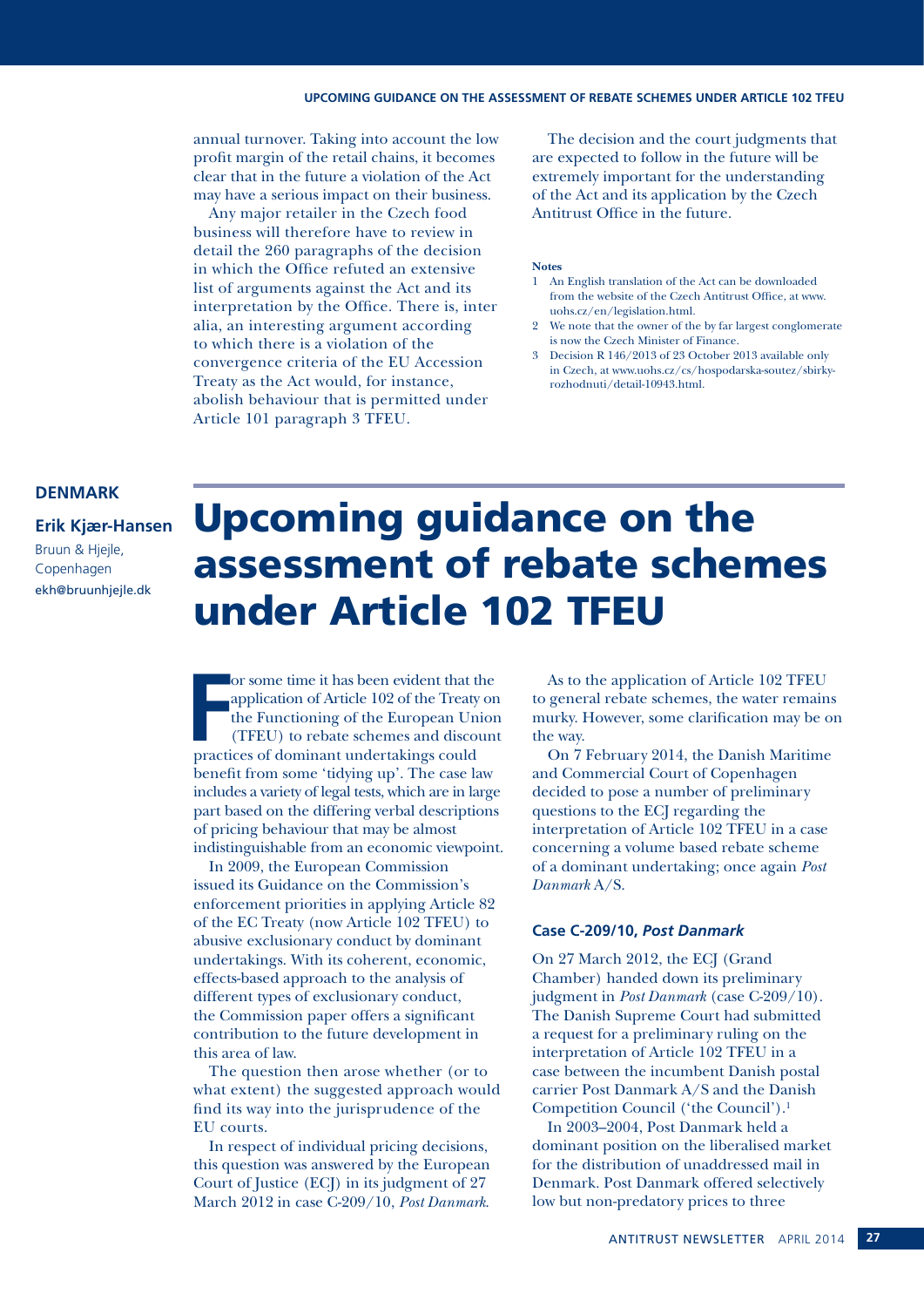annual turnover. Taking into account the low profit margin of the retail chains, it becomes clear that in the future a violation of the Act may have a serious impact on their business.

Any major retailer in the Czech food business will therefore have to review in detail the 260 paragraphs of the decision in which the Office refuted an extensive list of arguments against the Act and its interpretation by the Office. There is, inter alia, an interesting argument according to which there is a violation of the convergence criteria of the EU Accession Treaty as the Act would, for instance, abolish behaviour that is permitted under Article 101 paragraph 3 TFEU.

The decision and the court judgments that are expected to follow in the future will be extremely important for the understanding of the Act and its application by the Czech Antitrust Office in the future.

**Notes**

1 An English translation of the Act can be downloaded from the website of the Czech Antitrust Office, at www.uohs.cz/en/legislation.html.

2 We note that the owner of the by far largest conglomerate is now the Czech Minister of Finance.

3 Decision R 146/2013 of 23 October 2013 available only in Czech, at www.uohs.cz/cs/hospodarska-soutez/sbirky-rozhodnuti/detail-10943.html.

**DENMARK**

**Erik Kjær-Hansen**
Bruun & Hjejle, Copenhagen
ekh@bruunhjejle.dk

# Upcoming guidance on the assessment of rebate schemes under Article 102 TFEU

For some time it has been evident that the application of Article 102 of the Treaty on the Functioning of the European Union (TFEU) to rebate schemes and discount practices of dominant undertakings could benefit from some 'tidying up'. The case law includes a variety of legal tests, which are in large part based on the differing verbal descriptions of pricing behaviour that may be almost indistinguishable from an economic viewpoint.

In 2009, the European Commission issued its Guidance on the Commission's enforcement priorities in applying Article 82 of the EC Treaty (now Article 102 TFEU) to abusive exclusionary conduct by dominant undertakings. With its coherent, economic, effects-based approach to the analysis of different types of exclusionary conduct, the Commission paper offers a significant contribution to the future development in this area of law.

The question then arose whether (or to what extent) the suggested approach would find its way into the jurisprudence of the EU courts.

In respect of individual pricing decisions, this question was answered by the European Court of Justice (ECJ) in its judgment of 27 March 2012 in case C-209/10, *Post Danmark*.

As to the application of Article 102 TFEU to general rebate schemes, the water remains murky. However, some clarification may be on the way.

On 7 February 2014, the Danish Maritime and Commercial Court of Copenhagen decided to pose a number of preliminary questions to the ECJ regarding the interpretation of Article 102 TFEU in a case concerning a volume based rebate scheme of a dominant undertaking; once again *Post Danmark* A/S.

### Case C-209/10, *Post Danmark*

On 27 March 2012, the ECJ (Grand Chamber) handed down its preliminary judgment in *Post Danmark* (case C-209/10). The Danish Supreme Court had submitted a request for a preliminary ruling on the interpretation of Article 102 TFEU in a case between the incumbent Danish postal carrier Post Danmark A/S and the Danish Competition Council ('the Council').[1]

In 2003–2004, Post Danmark held a dominant position on the liberalised market for the distribution of unaddressed mail in Denmark. Post Danmark offered selectively low but non-predatory prices to three